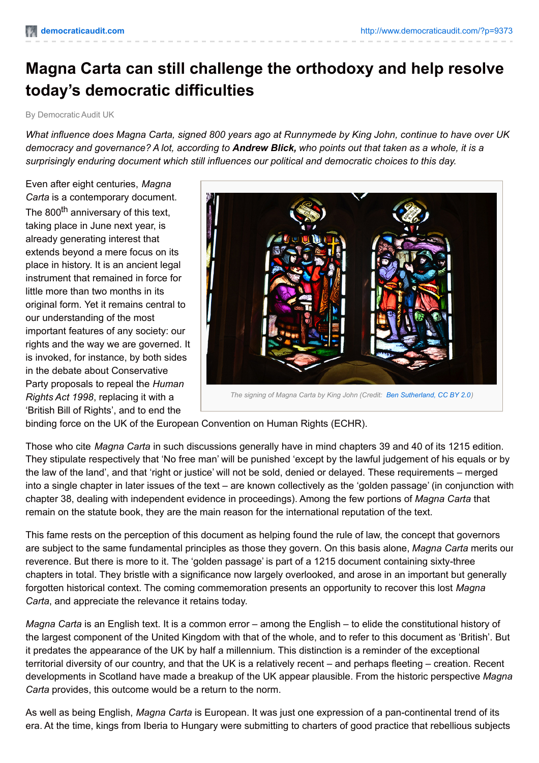# Magna Carta can still challenge the orthodoxy and help resolve today's democratic difficulties

By Democratic Audit UK

*What influence does Magna Carta, signed 800 years ago at Runnymede by King John, continue to have over UK democracy and governance? A lot, according to **Andrew Blick,** who points out that taken as a whole, it is a surprisingly enduring document which still influences our political and democratic choices to this day.*

The signing of Magna Carta by King John (Credit: Ben Sutherland, CC BY 2.0)

Even after eight centuries, *Magna Carta* is a contemporary document. The 800th anniversary of this text, taking place in June next year, is already generating interest that extends beyond a mere focus on its place in history. It is an ancient legal instrument that remained in force for little more than two months in its original form. Yet it remains central to our understanding of the most important features of any society: our rights and the way we are governed. It is invoked, for instance, by both sides in the debate about Conservative Party proposals to repeal the *Human Rights Act 1998*, replacing it with a 'British Bill of Rights', and to end the binding force on the UK of the European Convention on Human Rights (ECHR).

Those who cite *Magna Carta* in such discussions generally have in mind chapters 39 and 40 of its 1215 edition. They stipulate respectively that 'No free man' will be punished 'except by the lawful judgement of his equals or by the law of the land', and that 'right or justice' will not be sold, denied or delayed. These requirements – merged into a single chapter in later issues of the text – are known collectively as the 'golden passage' (in conjunction with chapter 38, dealing with independent evidence in proceedings). Among the few portions of *Magna Carta* that remain on the statute book, they are the main reason for the international reputation of the text.

This fame rests on the perception of this document as helping found the rule of law, the concept that governors are subject to the same fundamental principles as those they govern. On this basis alone, *Magna Carta* merits our reverence. But there is more to it. The 'golden passage' is part of a 1215 document containing sixty-three chapters in total. They bristle with a significance now largely overlooked, and arose in an important but generally forgotten historical context. The coming commemoration presents an opportunity to recover this lost *Magna Carta*, and appreciate the relevance it retains today.

*Magna Carta* is an English text. It is a common error – among the English – to elide the constitutional history of the largest component of the United Kingdom with that of the whole, and to refer to this document as 'British'. But it predates the appearance of the UK by half a millennium. This distinction is a reminder of the exceptional territorial diversity of our country, and that the UK is a relatively recent – and perhaps fleeting – creation. Recent developments in Scotland have made a breakup of the UK appear plausible. From the historic perspective *Magna Carta* provides, this outcome would be a return to the norm.

As well as being English, *Magna Carta* is European. It was just one expression of a pan-continental trend of its era. At the time, kings from Iberia to Hungary were submitting to charters of good practice that rebellious subjects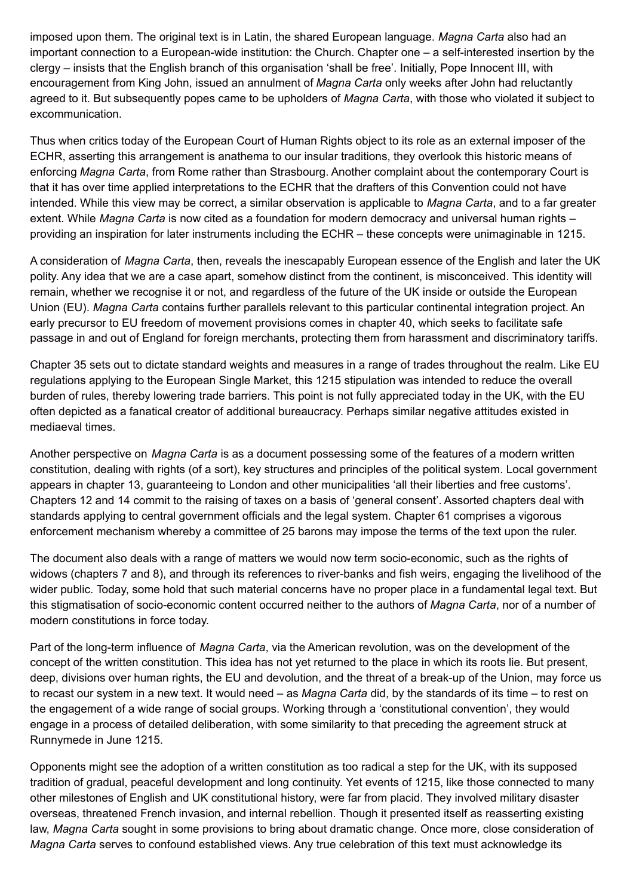imposed upon them. The original text is in Latin, the shared European language. *Magna Carta* also had an important connection to a European-wide institution: the Church. Chapter one – a self-interested insertion by the clergy – insists that the English branch of this organisation 'shall be free'. Initially, Pope Innocent III, with encouragement from King John, issued an annulment of *Magna Carta* only weeks after John had reluctantly agreed to it. But subsequently popes came to be upholders of *Magna Carta*, with those who violated it subject to excommunication.

Thus when critics today of the European Court of Human Rights object to its role as an external imposer of the ECHR, asserting this arrangement is anathema to our insular traditions, they overlook this historic means of enforcing *Magna Carta*, from Rome rather than Strasbourg. Another complaint about the contemporary Court is that it has over time applied interpretations to the ECHR that the drafters of this Convention could not have intended. While this view may be correct, a similar observation is applicable to *Magna Carta*, and to a far greater extent. While *Magna Carta* is now cited as a foundation for modern democracy and universal human rights – providing an inspiration for later instruments including the ECHR – these concepts were unimaginable in 1215.

A consideration of *Magna Carta*, then, reveals the inescapably European essence of the English and later the UK polity. Any idea that we are a case apart, somehow distinct from the continent, is misconceived. This identity will remain, whether we recognise it or not, and regardless of the future of the UK inside or outside the European Union (EU). *Magna Carta* contains further parallels relevant to this particular continental integration project. An early precursor to EU freedom of movement provisions comes in chapter 40, which seeks to facilitate safe passage in and out of England for foreign merchants, protecting them from harassment and discriminatory tariffs.

Chapter 35 sets out to dictate standard weights and measures in a range of trades throughout the realm. Like EU regulations applying to the European Single Market, this 1215 stipulation was intended to reduce the overall burden of rules, thereby lowering trade barriers. This point is not fully appreciated today in the UK, with the EU often depicted as a fanatical creator of additional bureaucracy. Perhaps similar negative attitudes existed in mediaeval times.

Another perspective on *Magna Carta* is as a document possessing some of the features of a modern written constitution, dealing with rights (of a sort), key structures and principles of the political system. Local government appears in chapter 13, guaranteeing to London and other municipalities 'all their liberties and free customs'. Chapters 12 and 14 commit to the raising of taxes on a basis of 'general consent'. Assorted chapters deal with standards applying to central government officials and the legal system. Chapter 61 comprises a vigorous enforcement mechanism whereby a committee of 25 barons may impose the terms of the text upon the ruler.

The document also deals with a range of matters we would now term socio-economic, such as the rights of widows (chapters 7 and 8), and through its references to river-banks and fish weirs, engaging the livelihood of the wider public. Today, some hold that such material concerns have no proper place in a fundamental legal text. But this stigmatisation of socio-economic content occurred neither to the authors of *Magna Carta*, nor of a number of modern constitutions in force today.

Part of the long-term influence of *Magna Carta*, via the American revolution, was on the development of the concept of the written constitution. This idea has not yet returned to the place in which its roots lie. But present, deep, divisions over human rights, the EU and devolution, and the threat of a break-up of the Union, may force us to recast our system in a new text. It would need – as *Magna Carta* did, by the standards of its time – to rest on the engagement of a wide range of social groups. Working through a 'constitutional convention', they would engage in a process of detailed deliberation, with some similarity to that preceding the agreement struck at Runnymede in June 1215.

Opponents might see the adoption of a written constitution as too radical a step for the UK, with its supposed tradition of gradual, peaceful development and long continuity. Yet events of 1215, like those connected to many other milestones of English and UK constitutional history, were far from placid. They involved military disaster overseas, threatened French invasion, and internal rebellion. Though it presented itself as reasserting existing law, *Magna Carta* sought in some provisions to bring about dramatic change. Once more, close consideration of *Magna Carta* serves to confound established views. Any true celebration of this text must acknowledge its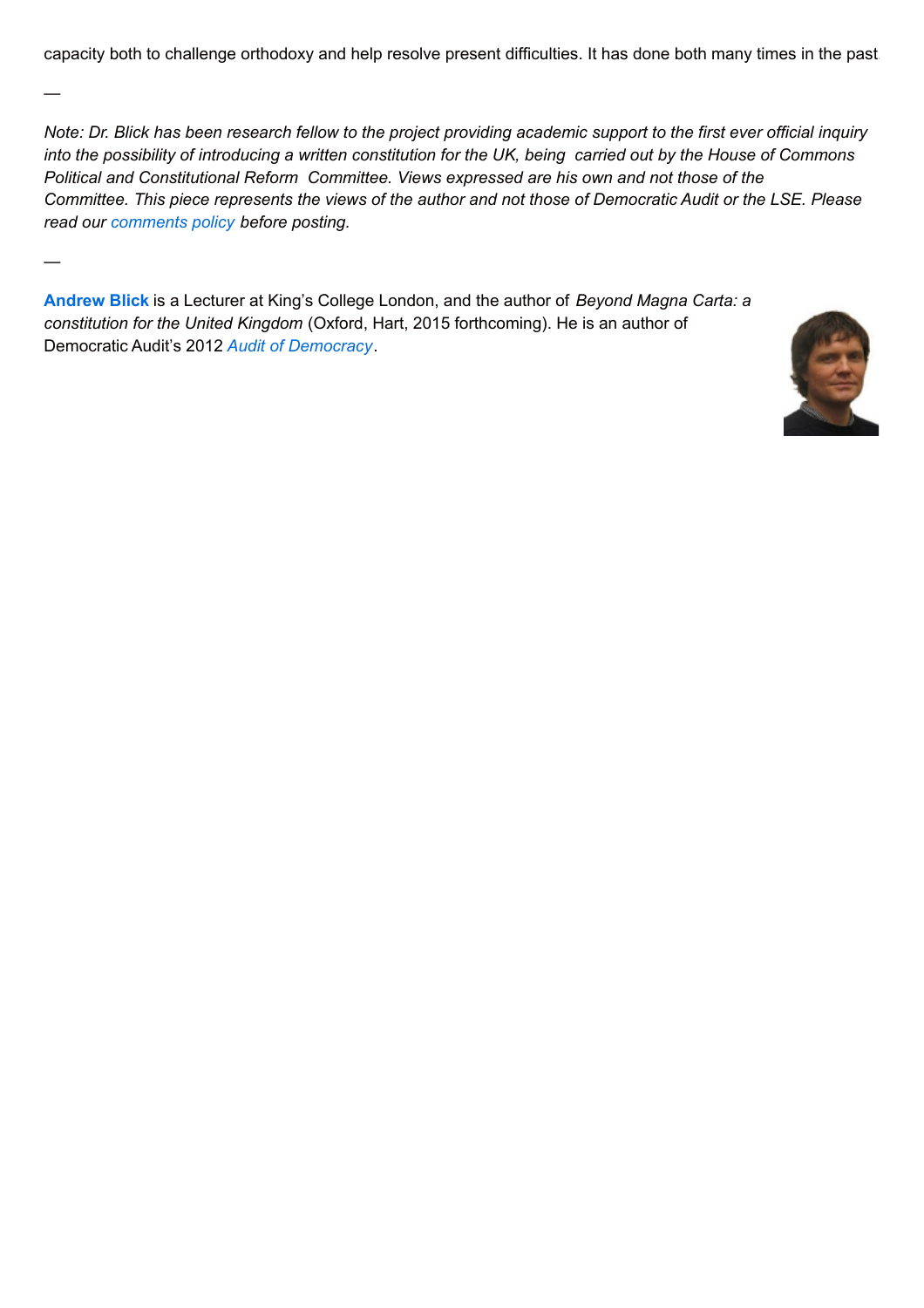capacity both to challenge orthodoxy and help resolve present difficulties. It has done both many times in the past.

—

*Note: Dr. Blick has been research fellow to the project providing academic support to the first ever official inquiry into the possibility of introducing a written constitution for the UK, being carried out by the House of Commons Political and Constitutional Reform Committee. Views expressed are his own and not those of the Committee. This piece represents the views of the author and not those of Democratic Audit or the LSE. Please read our comments policy before posting.*

—

**Andrew Blick** is a Lecturer at King's College London, and the author of *Beyond Magna Carta: a constitution for the United Kingdom* (Oxford, Hart, 2015 forthcoming). He is an author of Democratic Audit's 2012 *Audit of Democracy*.